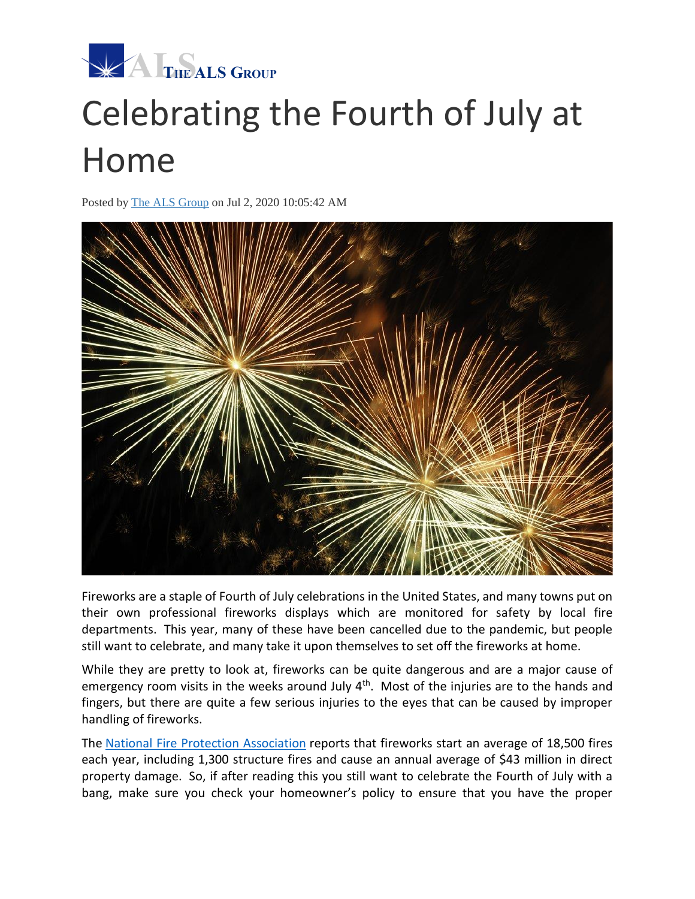THE ALS GROUP

# Celebrating the Fourth of July at Home

Posted by [The ALS Group](#) on Jul 2, 2020 10:05:42 AM

Fireworks are a staple of Fourth of July celebrations in the United States, and many towns put on their own professional fireworks displays which are monitored for safety by local fire departments. This year, many of these have been cancelled due to the pandemic, but people still want to celebrate, and many take it upon themselves to set off the fireworks at home.

While they are pretty to look at, fireworks can be quite dangerous and are a major cause of emergency room visits in the weeks around July 4th. Most of the injuries are to the hands and fingers, but there are quite a few serious injuries to the eyes that can be caused by improper handling of fireworks.

The [National Fire Protection Association](#) reports that fireworks start an average of 18,500 fires each year, including 1,300 structure fires and cause an annual average of $43 million in direct property damage. So, if after reading this you still want to celebrate the Fourth of July with a bang, make sure you check your homeowner's policy to ensure that you have the proper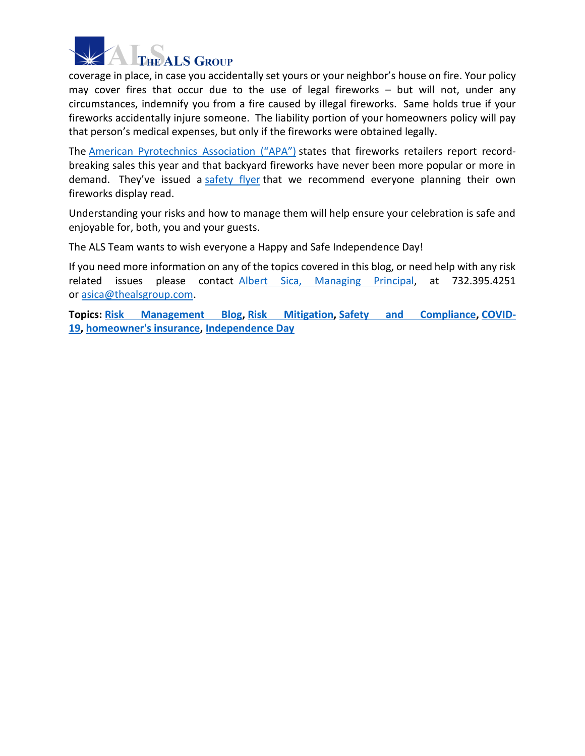coverage in place, in case you accidentally set yours or your neighbor's house on fire. Your policy may cover fires that occur due to the use of legal fireworks – but will not, under any circumstances, indemnify you from a fire caused by illegal fireworks. Same holds true if your fireworks accidentally injure someone. The liability portion of your homeowners policy will pay that person's medical expenses, but only if the fireworks were obtained legally.

The American Pyrotechnics Association ("APA") states that fireworks retailers report record-breaking sales this year and that backyard fireworks have never been more popular or more in demand. They've issued a safety flyer that we recommend everyone planning their own fireworks display read.

Understanding your risks and how to manage them will help ensure your celebration is safe and enjoyable for, both, you and your guests.

The ALS Team wants to wish everyone a Happy and Safe Independence Day!

If you need more information on any of the topics covered in this blog, or need help with any risk related issues please contact Albert Sica, Managing Principal, at 732.395.4251 or asica@thealsgroup.com.

**Topics: Risk Management Blog, Risk Mitigation, Safety and Compliance, COVID-19, homeowner's insurance, Independence Day**